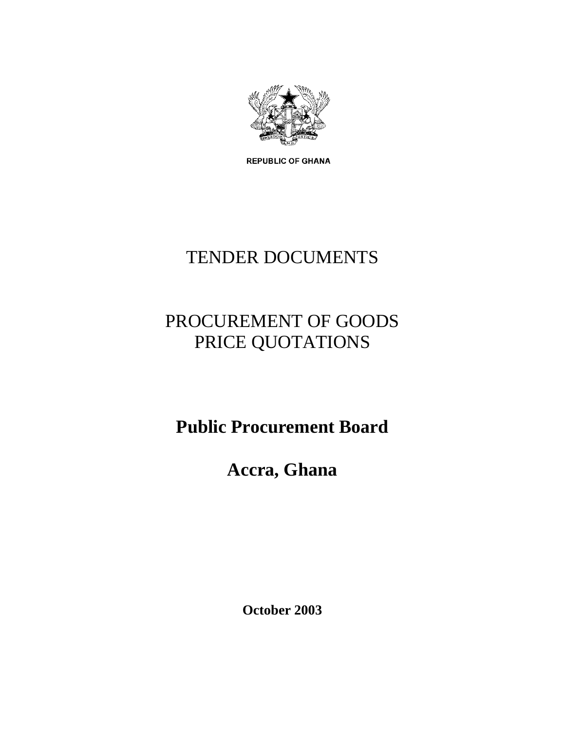REPUBLIC OF GHANA

# TENDER DOCUMENTS

# PROCUREMENT OF GOODS
# PRICE QUOTATIONS

**Public Procurement Board**

**Accra, Ghana**

**October 2003**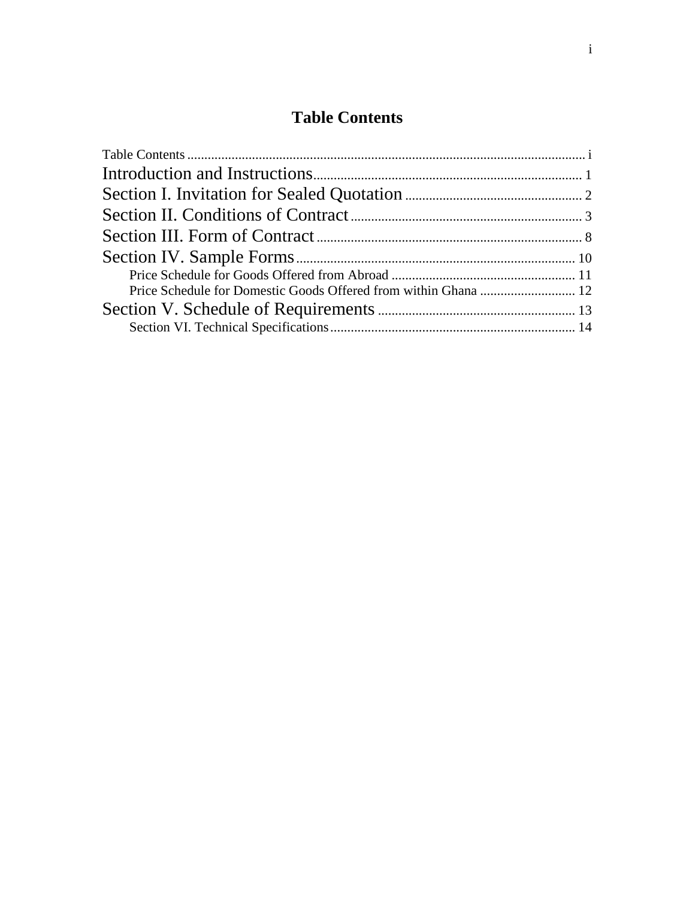# Table Contents

Table Contents ........................................................................................................................ i

Introduction and Instructions ............................................................................. 1

Section I. Invitation for Sealed Quotation .................................................... 2

Section II. Conditions of Contract ................................................................... 3

Section III. Form of Contract ............................................................................. 8

Section IV. Sample Forms ................................................................................. 10

- Price Schedule for Goods Offered from Abroad ...................................................... 11
- Price Schedule for Domestic Goods Offered from within Ghana ............................ 12

Section V. Schedule of Requirements .......................................................... 13

- Section VI. Technical Specifications ........................................................................ 14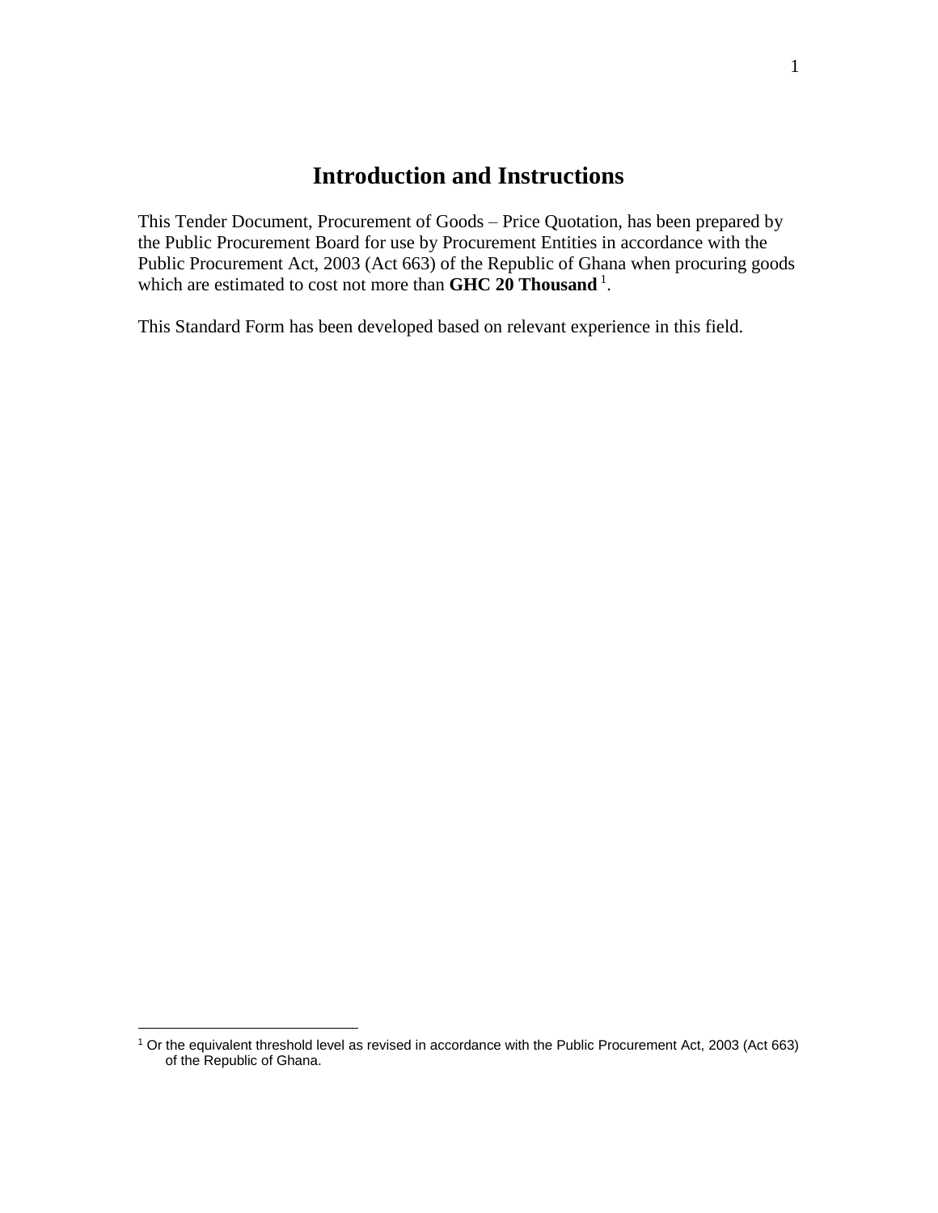# Introduction and Instructions

This Tender Document, Procurement of Goods – Price Quotation, has been prepared by the Public Procurement Board for use by Procurement Entities in accordance with the Public Procurement Act, 2003 (Act 663) of the Republic of Ghana when procuring goods which are estimated to cost not more than **GHC 20 Thousand** [1].

This Standard Form has been developed based on relevant experience in this field.

[1] Or the equivalent threshold level as revised in accordance with the Public Procurement Act, 2003 (Act 663) of the Republic of Ghana.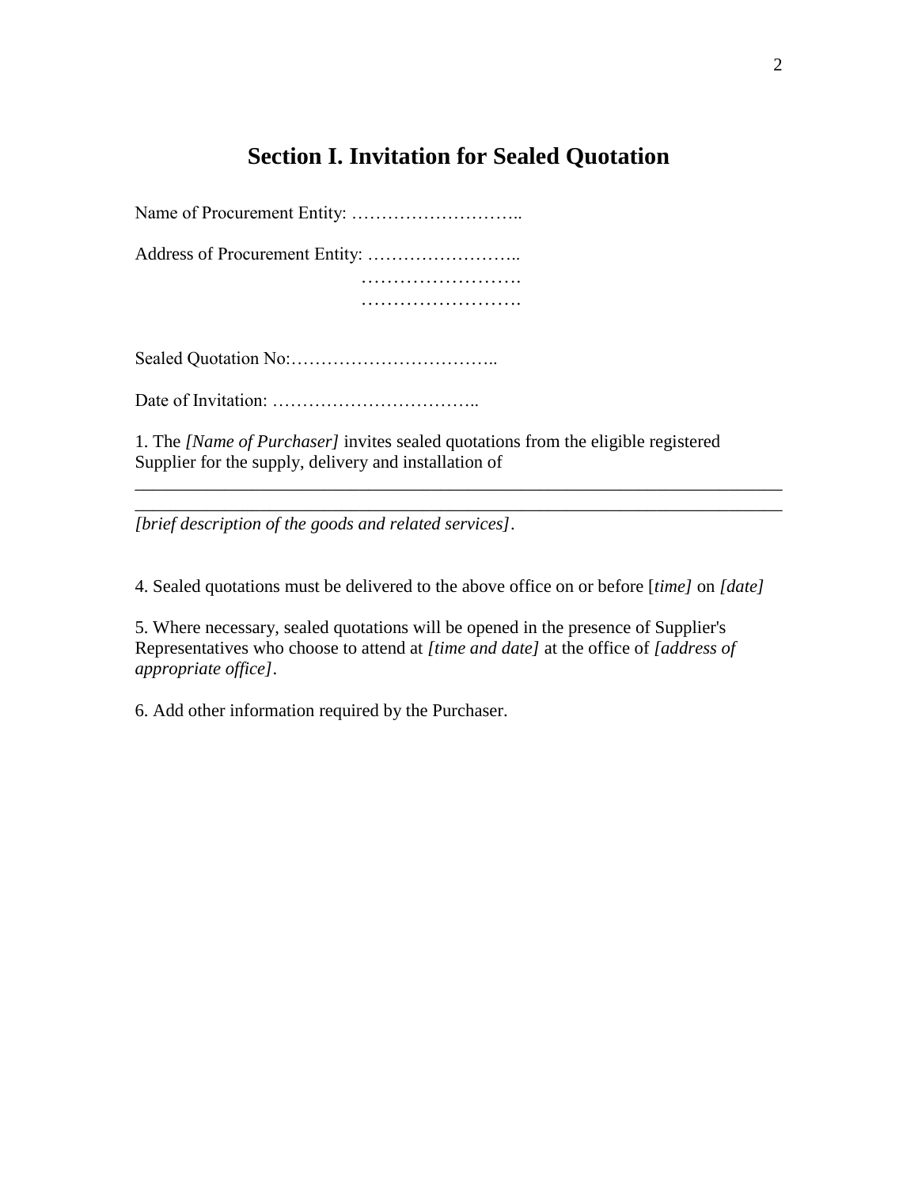# Section I. Invitation for Sealed Quotation

Name of Procurement Entity: ………………………..

Address of Procurement Entity: ……………………..
……………………….
……………………….

Sealed Quotation No:……………………………..

Date of Invitation: ……………………………..

1. The *[Name of Purchaser]* invites sealed quotations from the eligible registered Supplier for the supply, delivery and installation of

_____________________________________________________________________________
_____________________________________________________________________________
*[brief description of the goods and related services]*.

4. Sealed quotations must be delivered to the above office on or before [*time]* on *[date]*

5. Where necessary, sealed quotations will be opened in the presence of Supplier's Representatives who choose to attend at *[time and date]* at the office of *[address of appropriate office]*.

6. Add other information required by the Purchaser.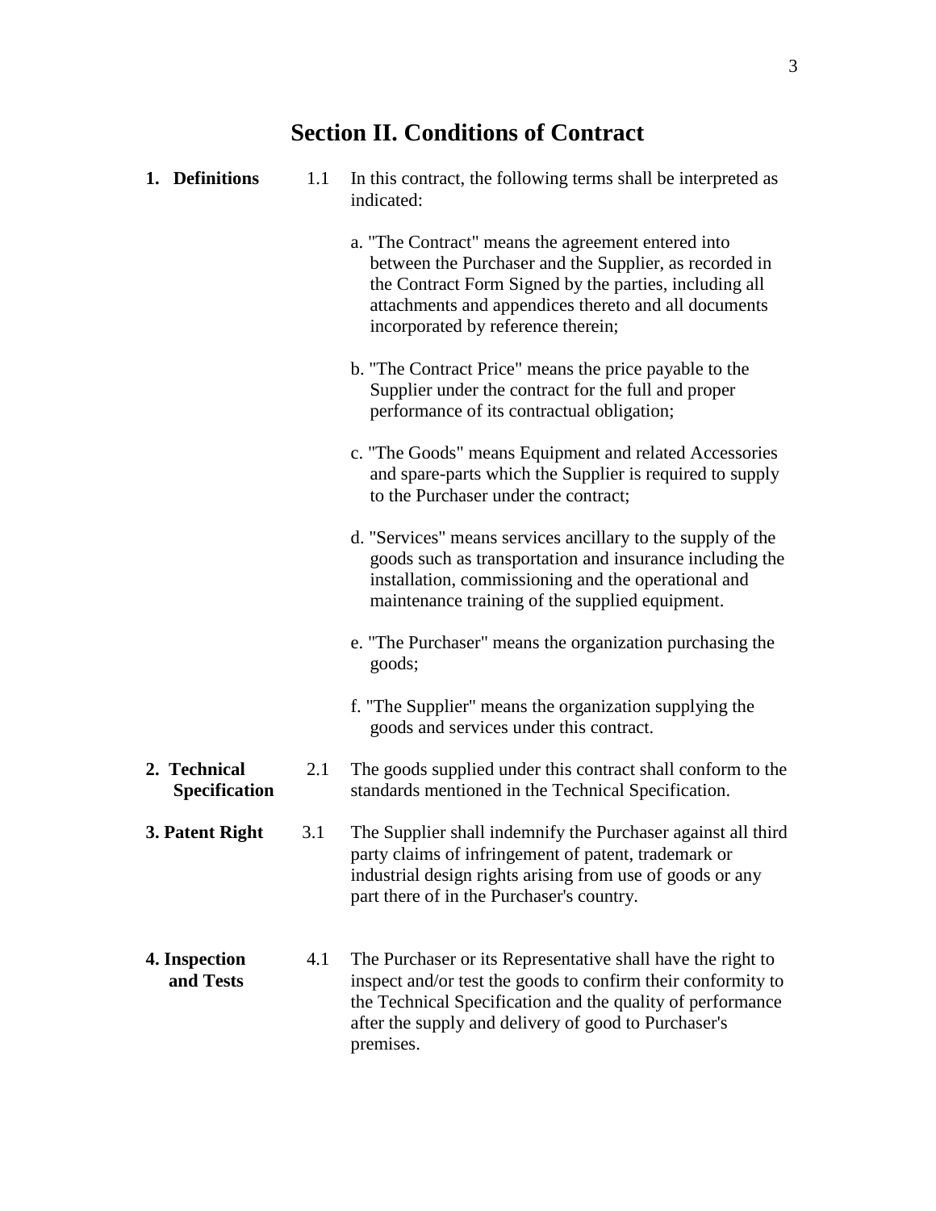# Section II. Conditions of Contract

**1. Definitions**

1.1 In this contract, the following terms shall be interpreted as indicated:

a. "The Contract" means the agreement entered into between the Purchaser and the Supplier, as recorded in the Contract Form Signed by the parties, including all attachments and appendices thereto and all documents incorporated by reference therein;

b. "The Contract Price" means the price payable to the Supplier under the contract for the full and proper performance of its contractual obligation;

c. "The Goods" means Equipment and related Accessories and spare-parts which the Supplier is required to supply to the Purchaser under the contract;

d. "Services" means services ancillary to the supply of the goods such as transportation and insurance including the installation, commissioning and the operational and maintenance training of the supplied equipment.

e. "The Purchaser" means the organization purchasing the goods;

f. "The Supplier" means the organization supplying the goods and services under this contract.

**2. Technical Specification**

2.1 The goods supplied under this contract shall conform to the standards mentioned in the Technical Specification.

**3. Patent Right**

3.1 The Supplier shall indemnify the Purchaser against all third party claims of infringement of patent, trademark or industrial design rights arising from use of goods or any part there of in the Purchaser's country.

**4. Inspection and Tests**

4.1 The Purchaser or its Representative shall have the right to inspect and/or test the goods to confirm their conformity to the Technical Specification and the quality of performance after the supply and delivery of good to Purchaser's premises.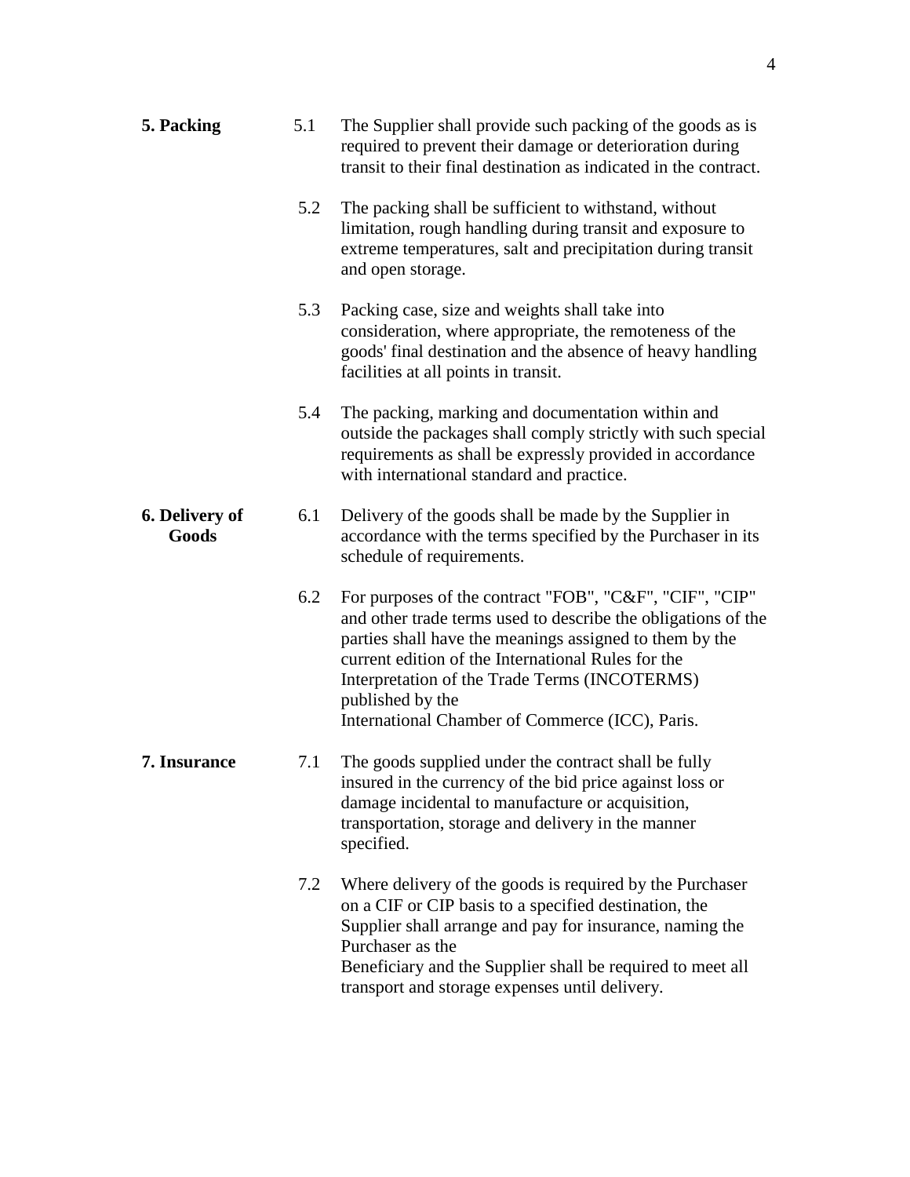## 5. Packing

5.1 The Supplier shall provide such packing of the goods as is required to prevent their damage or deterioration during transit to their final destination as indicated in the contract.

5.2 The packing shall be sufficient to withstand, without limitation, rough handling during transit and exposure to extreme temperatures, salt and precipitation during transit and open storage.

5.3 Packing case, size and weights shall take into consideration, where appropriate, the remoteness of the goods' final destination and the absence of heavy handling facilities at all points in transit.

5.4 The packing, marking and documentation within and outside the packages shall comply strictly with such special requirements as shall be expressly provided in accordance with international standard and practice.

## 6. Delivery of Goods

6.1 Delivery of the goods shall be made by the Supplier in accordance with the terms specified by the Purchaser in its schedule of requirements.

6.2 For purposes of the contract "FOB", "C&F", "CIF", "CIP" and other trade terms used to describe the obligations of the parties shall have the meanings assigned to them by the current edition of the International Rules for the Interpretation of the Trade Terms (INCOTERMS) published by the International Chamber of Commerce (ICC), Paris.

## 7. Insurance

7.1 The goods supplied under the contract shall be fully insured in the currency of the bid price against loss or damage incidental to manufacture or acquisition, transportation, storage and delivery in the manner specified.

7.2 Where delivery of the goods is required by the Purchaser on a CIF or CIP basis to a specified destination, the Supplier shall arrange and pay for insurance, naming the Purchaser as the Beneficiary and the Supplier shall be required to meet all transport and storage expenses until delivery.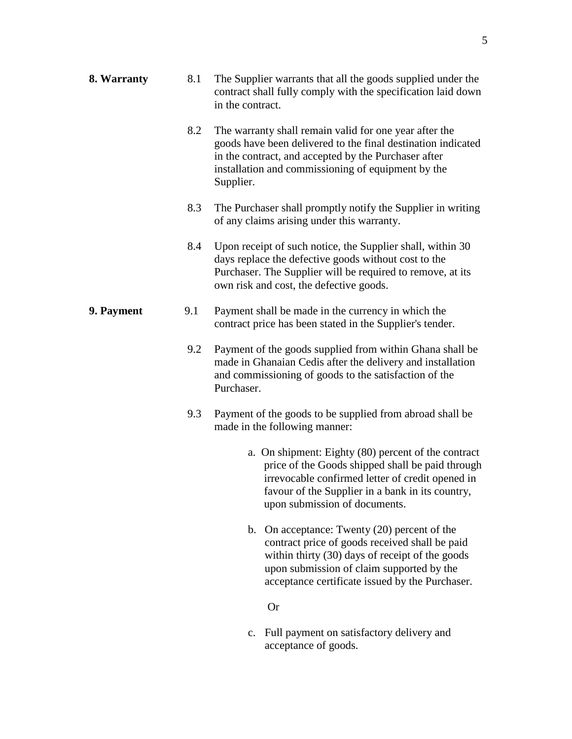**8. Warranty**

8.1 The Supplier warrants that all the goods supplied under the contract shall fully comply with the specification laid down in the contract.

8.2 The warranty shall remain valid for one year after the goods have been delivered to the final destination indicated in the contract, and accepted by the Purchaser after installation and commissioning of equipment by the Supplier.

8.3 The Purchaser shall promptly notify the Supplier in writing of any claims arising under this warranty.

8.4 Upon receipt of such notice, the Supplier shall, within 30 days replace the defective goods without cost to the Purchaser. The Supplier will be required to remove, at its own risk and cost, the defective goods.

**9. Payment**

9.1 Payment shall be made in the currency in which the contract price has been stated in the Supplier's tender.

9.2 Payment of the goods supplied from within Ghana shall be made in Ghanaian Cedis after the delivery and installation and commissioning of goods to the satisfaction of the Purchaser.

9.3 Payment of the goods to be supplied from abroad shall be made in the following manner:

a. On shipment: Eighty (80) percent of the contract price of the Goods shipped shall be paid through irrevocable confirmed letter of credit opened in favour of the Supplier in a bank in its country, upon submission of documents.

b. On acceptance: Twenty (20) percent of the contract price of goods received shall be paid within thirty (30) days of receipt of the goods upon submission of claim supported by the acceptance certificate issued by the Purchaser.

Or

c. Full payment on satisfactory delivery and acceptance of goods.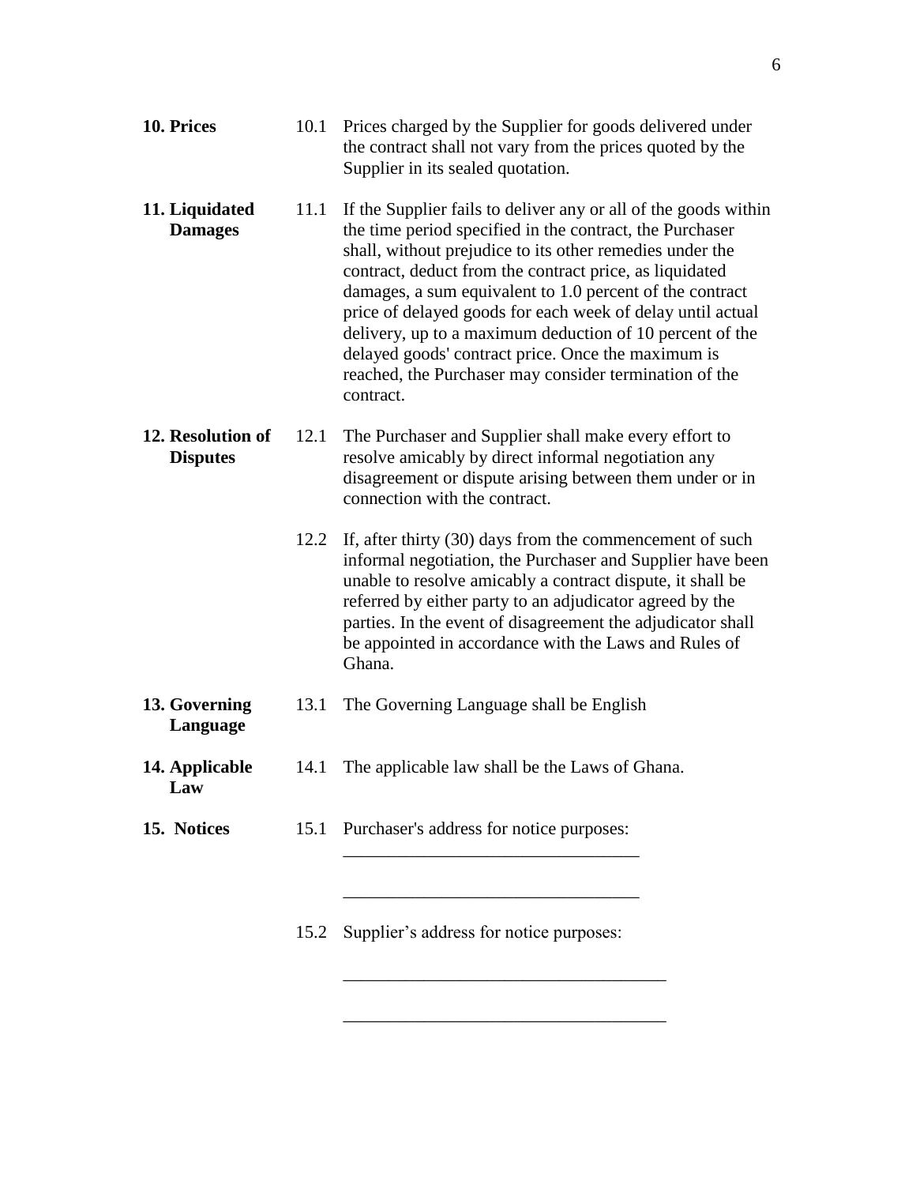**10. Prices**

10.1 Prices charged by the Supplier for goods delivered under the contract shall not vary from the prices quoted by the Supplier in its sealed quotation.

**11. Liquidated Damages**

11.1 If the Supplier fails to deliver any or all of the goods within the time period specified in the contract, the Purchaser shall, without prejudice to its other remedies under the contract, deduct from the contract price, as liquidated damages, a sum equivalent to 1.0 percent of the contract price of delayed goods for each week of delay until actual delivery, up to a maximum deduction of 10 percent of the delayed goods' contract price. Once the maximum is reached, the Purchaser may consider termination of the contract.

**12. Resolution of Disputes**

12.1 The Purchaser and Supplier shall make every effort to resolve amicably by direct informal negotiation any disagreement or dispute arising between them under or in connection with the contract.

12.2 If, after thirty (30) days from the commencement of such informal negotiation, the Purchaser and Supplier have been unable to resolve amicably a contract dispute, it shall be referred by either party to an adjudicator agreed by the parties. In the event of disagreement the adjudicator shall be appointed in accordance with the Laws and Rules of Ghana.

**13. Governing Language**

13.1 The Governing Language shall be English

**14. Applicable Law**

14.1 The applicable law shall be the Laws of Ghana.

**15. Notices**

15.1 Purchaser's address for notice purposes:

_________________________________

_________________________________

15.2 Supplier's address for notice purposes:

____________________________________

____________________________________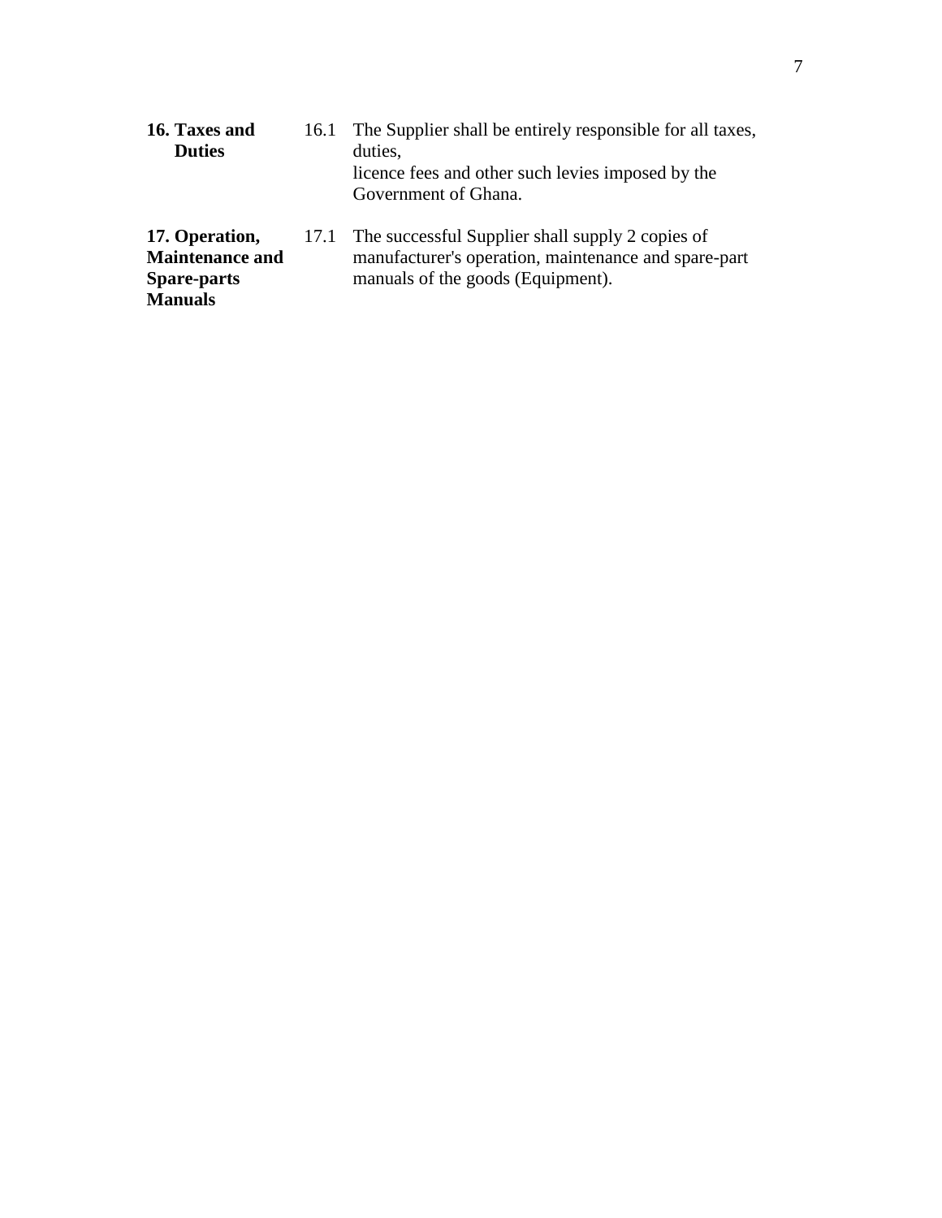**16. Taxes and Duties**

16.1 The Supplier shall be entirely responsible for all taxes, duties, licence fees and other such levies imposed by the Government of Ghana.

**17. Operation, Maintenance and Spare-parts Manuals**

17.1 The successful Supplier shall supply 2 copies of manufacturer's operation, maintenance and spare-part manuals of the goods (Equipment).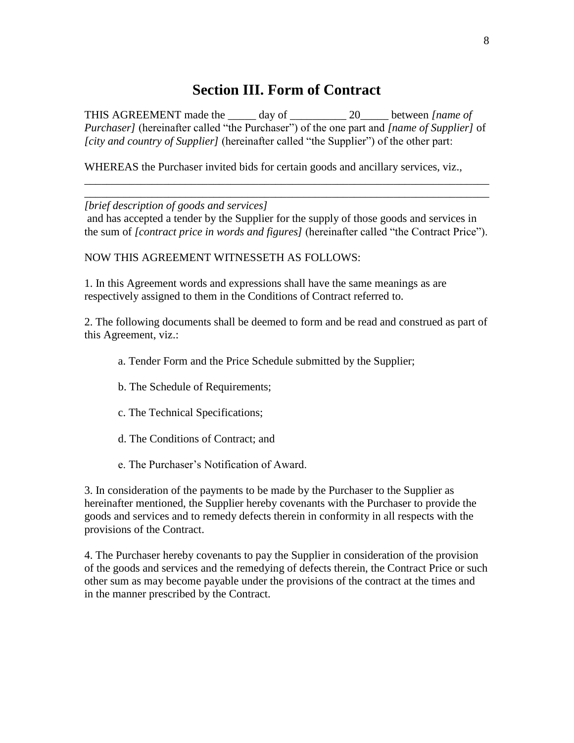# Section III. Form of Contract

THIS AGREEMENT made the _____ day of __________ 20_____ between *[name of Purchaser]* (hereinafter called "the Purchaser") of the one part and *[name of Supplier]* of *[city and country of Supplier]* (hereinafter called "the Supplier") of the other part:

WHEREAS the Purchaser invited bids for certain goods and ancillary services, viz.,
___________________________________________________________________________
___________________________________________________________________________
*[brief description of goods and services]*
and has accepted a tender by the Supplier for the supply of those goods and services in the sum of *[contract price in words and figures]* (hereinafter called "the Contract Price").

NOW THIS AGREEMENT WITNESSETH AS FOLLOWS:

1. In this Agreement words and expressions shall have the same meanings as are respectively assigned to them in the Conditions of Contract referred to.

2. The following documents shall be deemed to form and be read and construed as part of this Agreement, viz.:

    a. Tender Form and the Price Schedule submitted by the Supplier;

    b. The Schedule of Requirements;

    c. The Technical Specifications;

    d. The Conditions of Contract; and

    e. The Purchaser's Notification of Award.

3. In consideration of the payments to be made by the Purchaser to the Supplier as hereinafter mentioned, the Supplier hereby covenants with the Purchaser to provide the goods and services and to remedy defects therein in conformity in all respects with the provisions of the Contract.

4. The Purchaser hereby covenants to pay the Supplier in consideration of the provision of the goods and services and the remedying of defects therein, the Contract Price or such other sum as may become payable under the provisions of the contract at the times and in the manner prescribed by the Contract.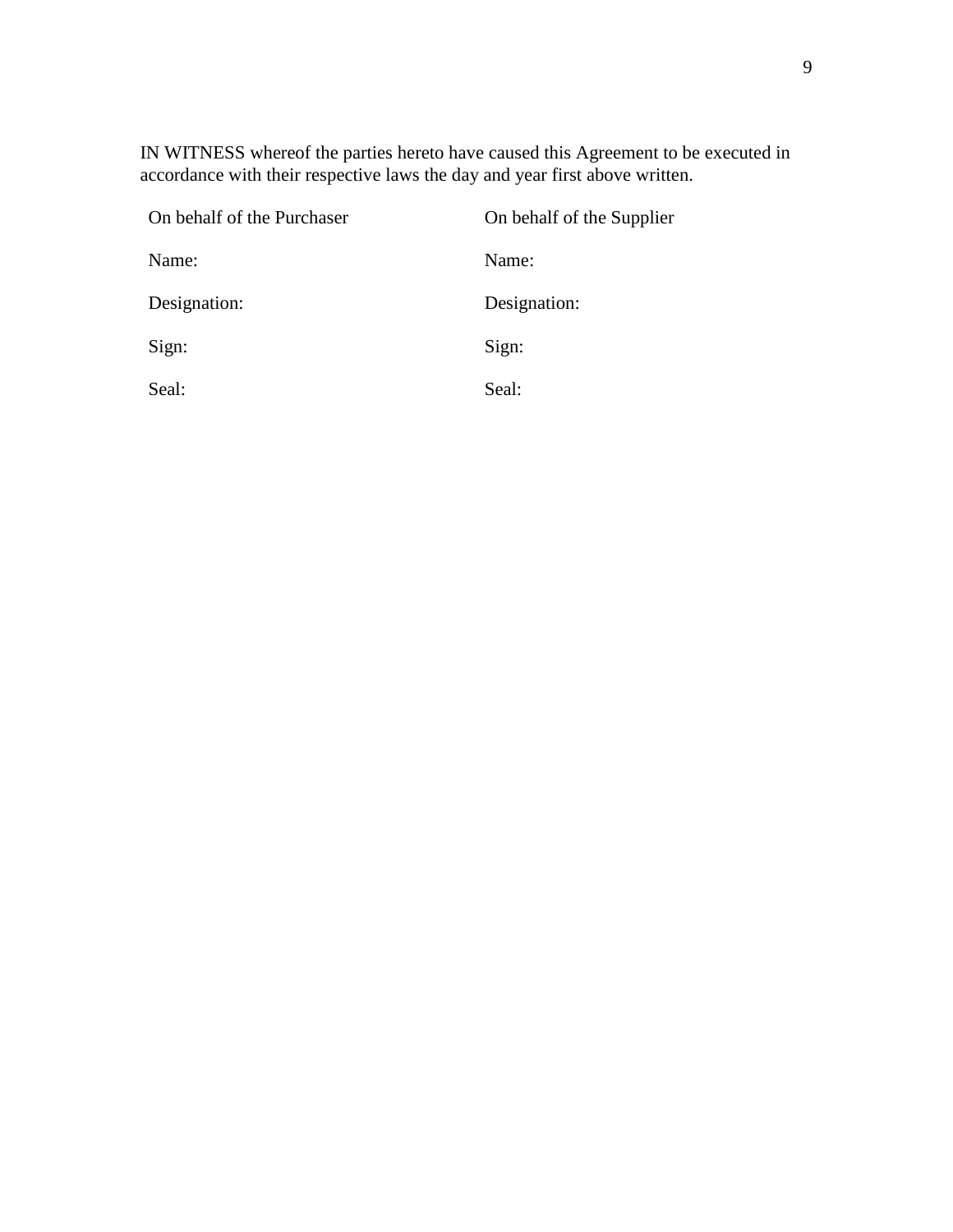IN WITNESS whereof the parties hereto have caused this Agreement to be executed in accordance with their respective laws the day and year first above written.

| On behalf of the Purchaser | On behalf of the Supplier |
|---|---|
| Name: | Name: |
| Designation: | Designation: |
| Sign: | Sign: |
| Seal: | Seal: |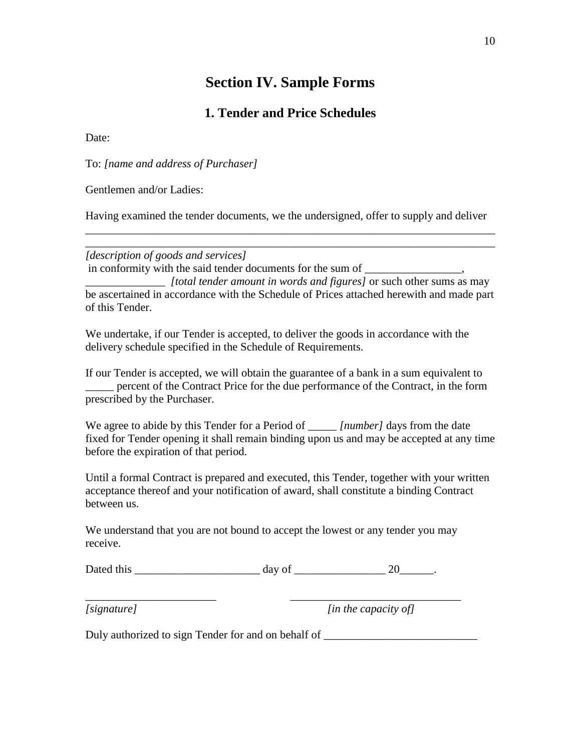# Section IV. Sample Forms

## 1. Tender and Price Schedules

Date:

To: *[name and address of Purchaser]*

Gentlemen and/or Ladies:

Having examined the tender documents, we the undersigned, offer to supply and deliver

___________________________________________________________________________

___________________________________________________________________________

*[description of goods and services]*
in conformity with the said tender documents for the sum of _________________, ______________ *[total tender amount in words and figures]* or such other sums as may be ascertained in accordance with the Schedule of Prices attached herewith and made part of this Tender.

We undertake, if our Tender is accepted, to deliver the goods in accordance with the delivery schedule specified in the Schedule of Requirements.

If our Tender is accepted, we will obtain the guarantee of a bank in a sum equivalent to _____ percent of the Contract Price for the due performance of the Contract, in the form prescribed by the Purchaser.

We agree to abide by this Tender for a Period of _____ *[number]* days from the date fixed for Tender opening it shall remain binding upon us and may be accepted at any time before the expiration of that period.

Until a formal Contract is prepared and executed, this Tender, together with your written acceptance thereof and your notification of award, shall constitute a binding Contract between us.

We understand that you are not bound to accept the lowest or any tender you may receive.

Dated this ______________________ day of ________________ 20______.

_______________________ _____________________________

*[signature]* *[in the capacity of]*

Duly authorized to sign Tender for and on behalf of ___________________________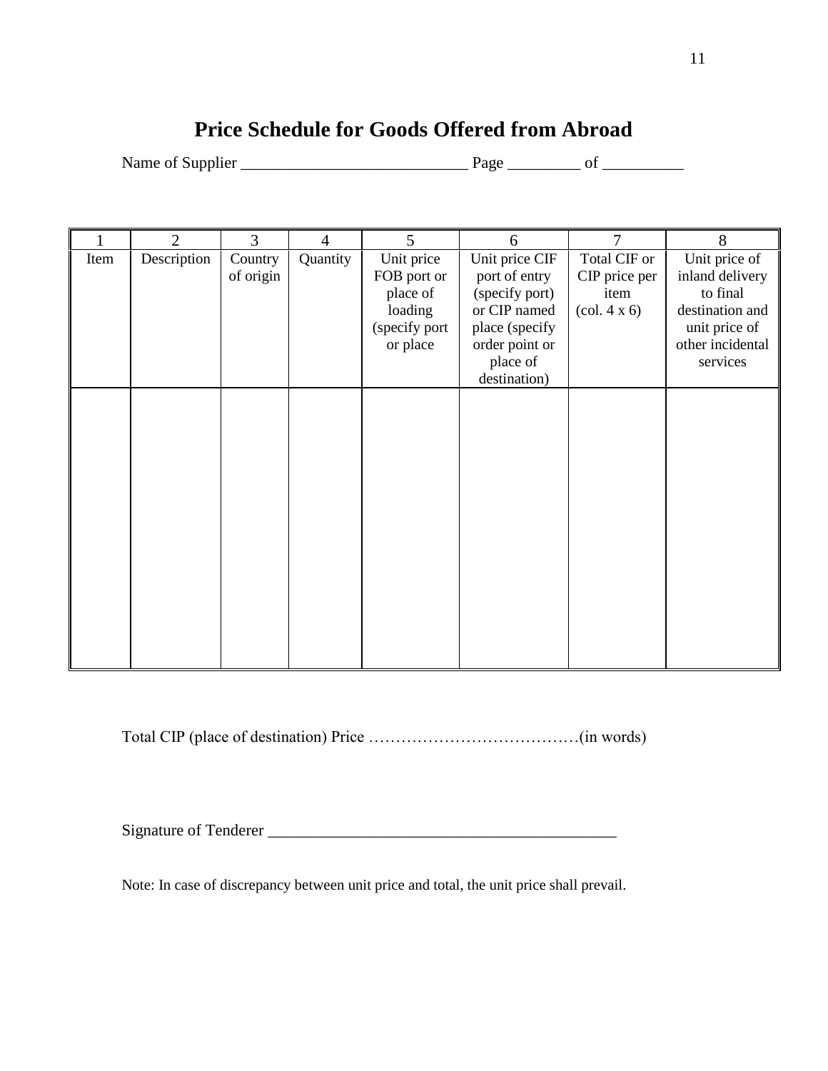# Price Schedule for Goods Offered from Abroad

Name of Supplier ____________________________ Page _________ of __________

| 1 | 2 | 3 | 4 | 5 | 6 | 7 | 8 |
|---|---|---|---|---|---|---|---|
| Item | Description | Country of origin | Quantity | Unit price FOB port or place of loading (specify port or place | Unit price CIF port of entry (specify port) or CIP named place (specify order point or place of destination) | Total CIF or CIP price per item (col. 4 x 6) | Unit price of inland delivery to final destination and unit price of other incidental services |
| | | | | | | | |

Total CIP (place of destination) Price …………………………………(in words)

Signature of Tenderer ___________________________________________

Note: In case of discrepancy between unit price and total, the unit price shall prevail.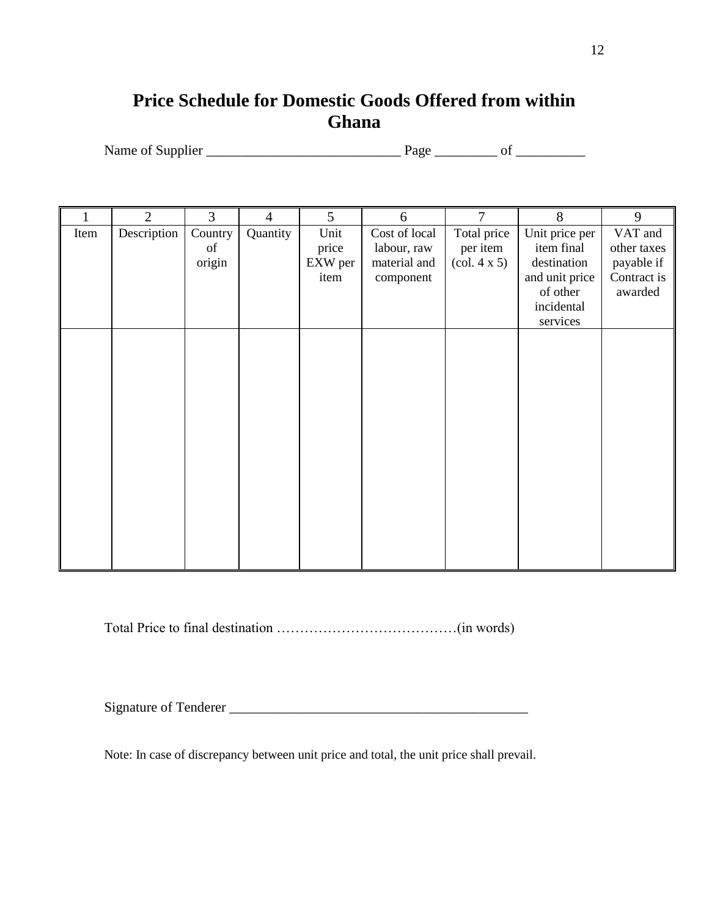# Price Schedule for Domestic Goods Offered from within Ghana

Name of Supplier ____________________________ Page _________ of __________

| 1 | 2 | 3 | 4 | 5 | 6 | 7 | 8 | 9 |
|---|---|---|---|---|---|---|---|---|
| Item | Description | Country of origin | Quantity | Unit price EXW per item | Cost of local labour, raw material and component | Total price per item (col. 4 x 5) | Unit price per item final destination and unit price of other incidental services | VAT and other taxes payable if Contract is awarded |
| | | | | | | | | |

Total Price to final destination …………………………………(in words)

Signature of Tenderer ____________________________________________

Note: In case of discrepancy between unit price and total, the unit price shall prevail.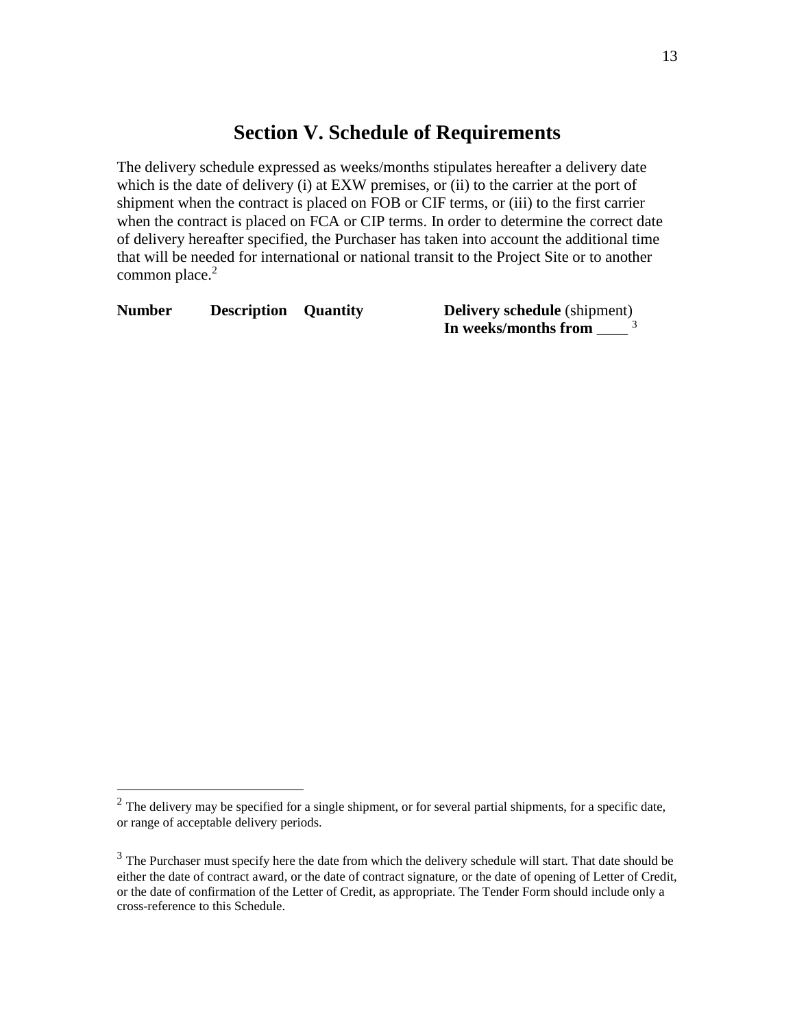# Section V. Schedule of Requirements

The delivery schedule expressed as weeks/months stipulates hereafter a delivery date which is the date of delivery (i) at EXW premises, or (ii) to the carrier at the port of shipment when the contract is placed on FOB or CIF terms, or (iii) to the first carrier when the contract is placed on FCA or CIP terms. In order to determine the correct date of delivery hereafter specified, the Purchaser has taken into account the additional time that will be needed for international or national transit to the Project Site or to another common place.[2]

| **Number** | **Description** | **Quantity** | **Delivery schedule** (shipment) **In weeks/months from** ____ [3] |
|---|---|---|---|

[2] The delivery may be specified for a single shipment, or for several partial shipments, for a specific date, or range of acceptable delivery periods.

[3] The Purchaser must specify here the date from which the delivery schedule will start. That date should be either the date of contract award, or the date of contract signature, or the date of opening of Letter of Credit, or the date of confirmation of the Letter of Credit, as appropriate. The Tender Form should include only a cross-reference to this Schedule.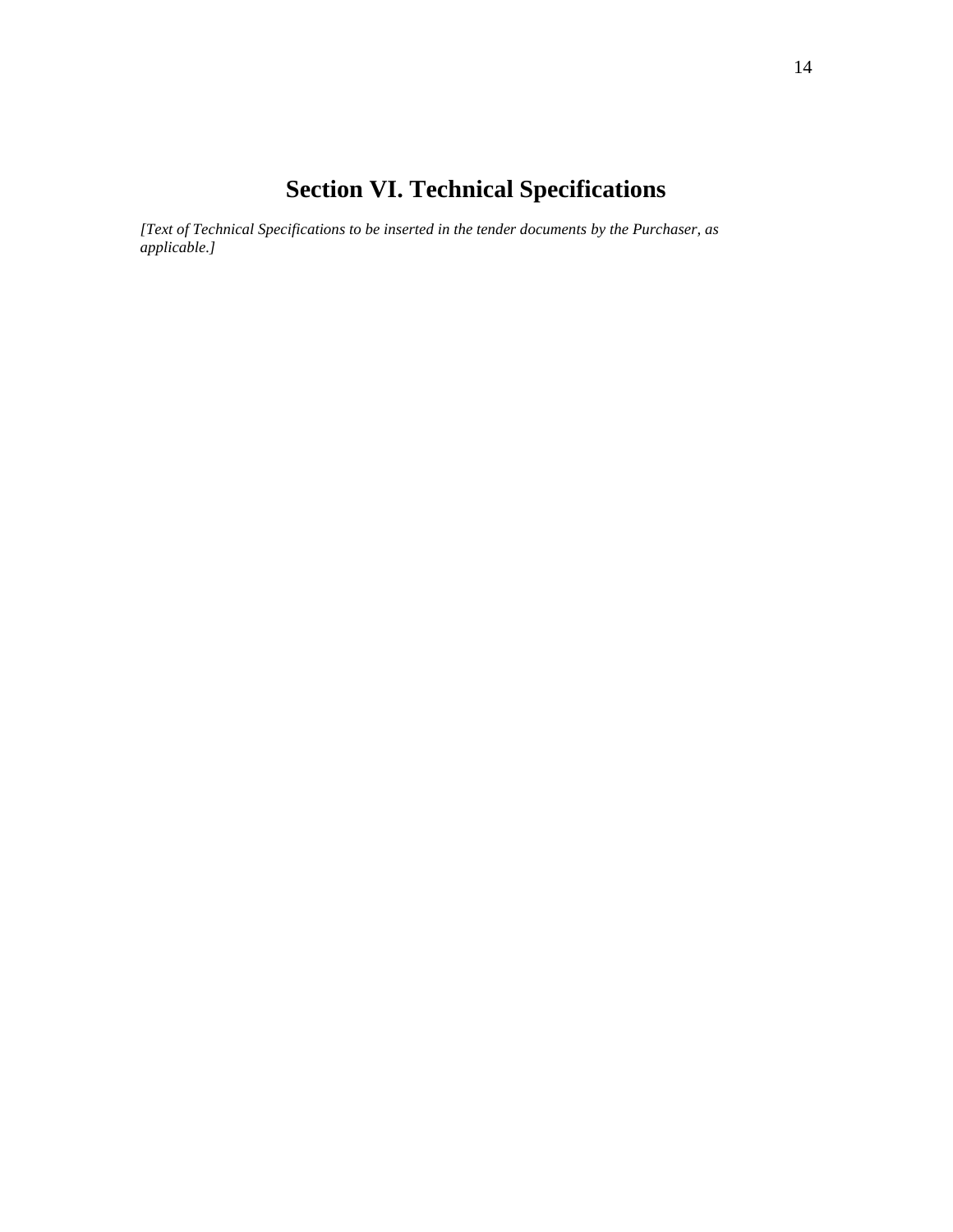# Section VI. Technical Specifications

*[Text of Technical Specifications to be inserted in the tender documents by the Purchaser, as applicable.]*